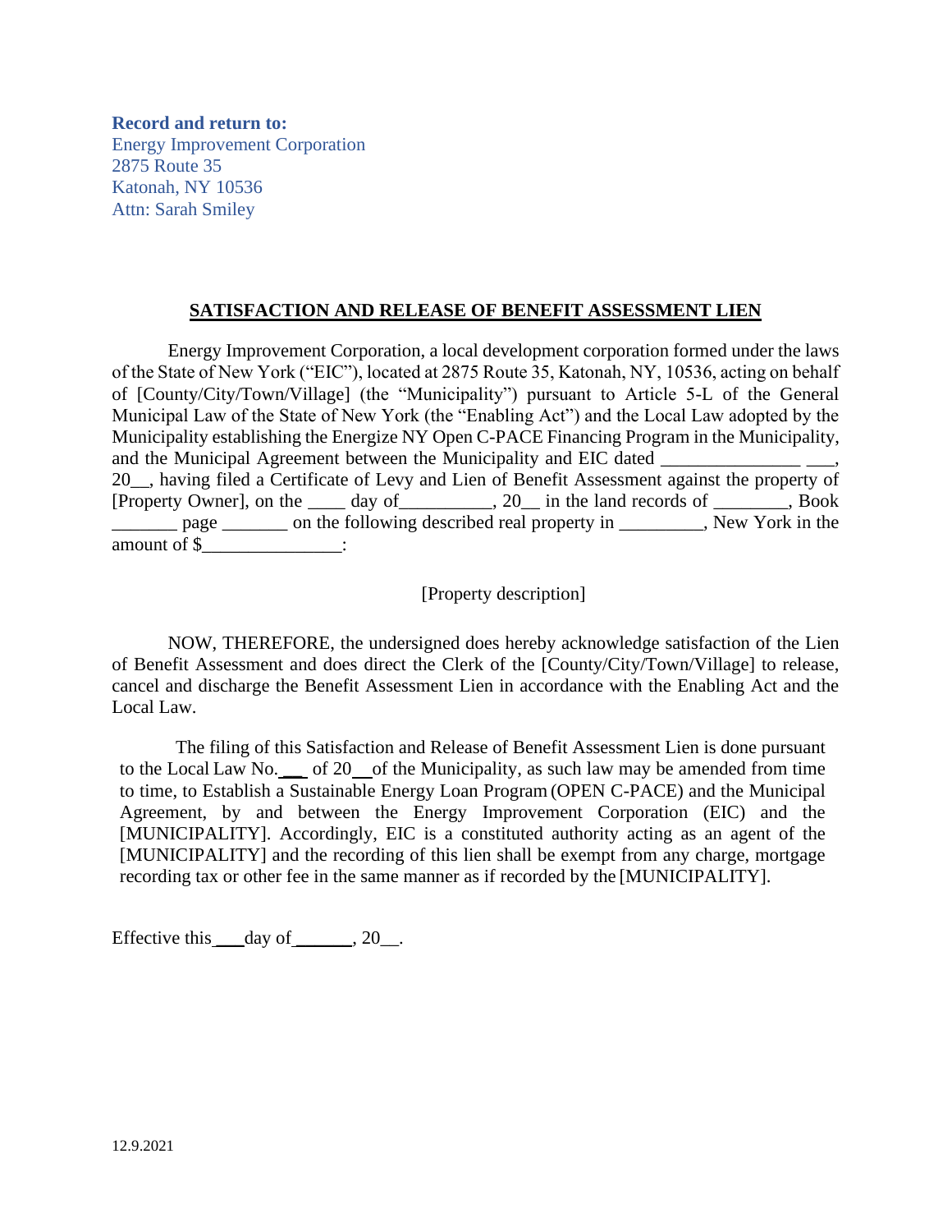**Record and return to:**
Energy Improvement Corporation
2875 Route 35
Katonah, NY 10536
Attn: Sarah Smiley

## SATISFACTION AND RELEASE OF BENEFIT ASSESSMENT LIEN

Energy Improvement Corporation, a local development corporation formed under the laws of the State of New York ("EIC"), located at 2875 Route 35, Katonah, NY, 10536, acting on behalf of [County/City/Town/Village] (the "Municipality") pursuant to Article 5-L of the General Municipal Law of the State of New York (the "Enabling Act") and the Local Law adopted by the Municipality establishing the Energize NY Open C-PACE Financing Program in the Municipality, and the Municipal Agreement between the Municipality and EIC dated _______________ ___, 20__, having filed a Certificate of Levy and Lien of Benefit Assessment against the property of [Property Owner], on the ____ day of__________, 20__ in the land records of ________, Book _______ page _______ on the following described real property in _________, New York in the amount of $_______________:

[Property description]

NOW, THEREFORE, the undersigned does hereby acknowledge satisfaction of the Lien of Benefit Assessment and does direct the Clerk of the [County/City/Town/Village] to release, cancel and discharge the Benefit Assessment Lien in accordance with the Enabling Act and the Local Law.

The filing of this Satisfaction and Release of Benefit Assessment Lien is done pursuant to the Local Law No. ___ of 20__ of the Municipality, as such law may be amended from time to time, to Establish a Sustainable Energy Loan Program (OPEN C-PACE) and the Municipal Agreement, by and between the Energy Improvement Corporation (EIC) and the [MUNICIPALITY]. Accordingly, EIC is a constituted authority acting as an agent of the [MUNICIPALITY] and the recording of this lien shall be exempt from any charge, mortgage recording tax or other fee in the same manner as if recorded by the [MUNICIPALITY].

Effective this ___ day of ______, 20__.

12.9.2021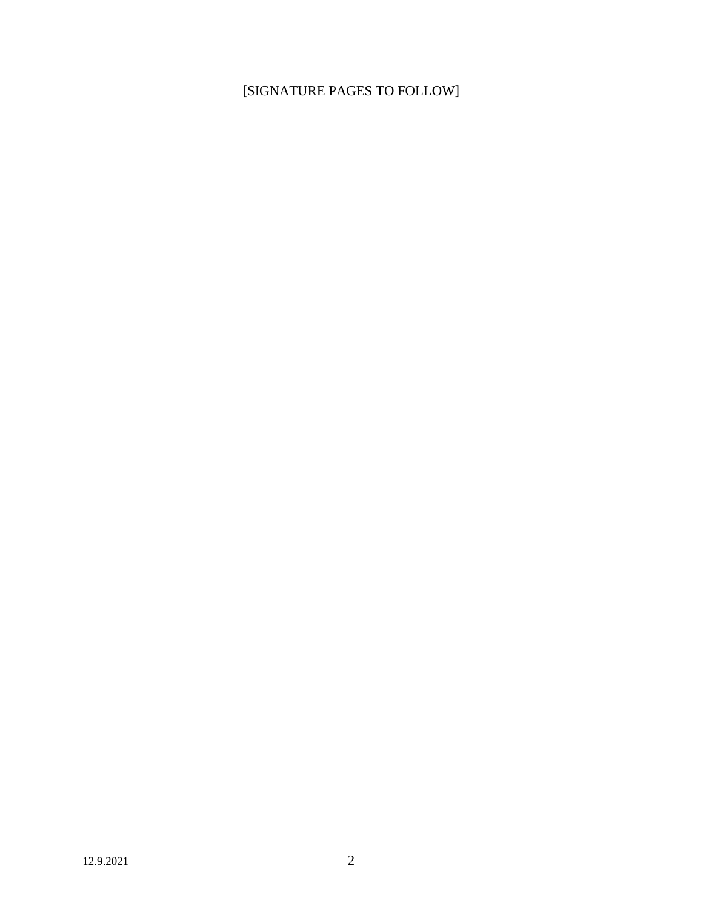[SIGNATURE PAGES TO FOLLOW]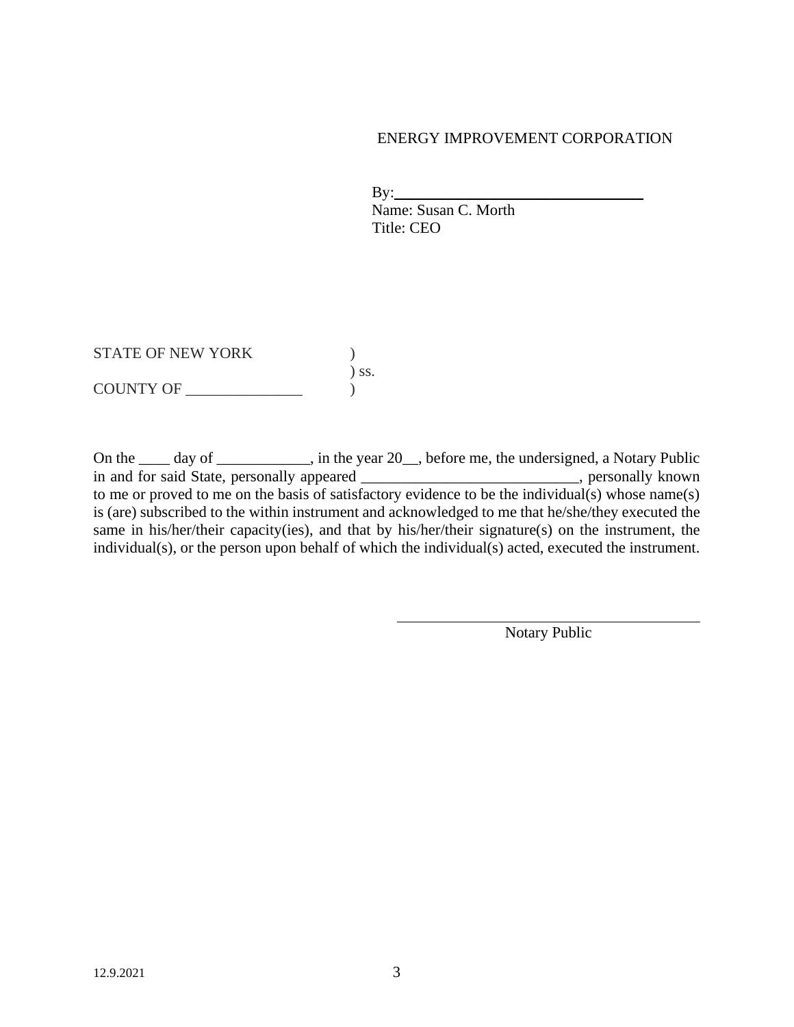ENERGY IMPROVEMENT CORPORATION

By:________________________________
Name: Susan C. Morth
Title: CEO

STATE OF NEW YORK )
) ss.
COUNTY OF _______________ )

On the ____ day of ____________, in the year 20__, before me, the undersigned, a Notary Public in and for said State, personally appeared ____________________________, personally known to me or proved to me on the basis of satisfactory evidence to be the individual(s) whose name(s) is (are) subscribed to the within instrument and acknowledged to me that he/she/they executed the same in his/her/their capacity(ies), and that by his/her/their signature(s) on the instrument, the individual(s), or the person upon behalf of which the individual(s) acted, executed the instrument.

________________________________
Notary Public

12.9.2021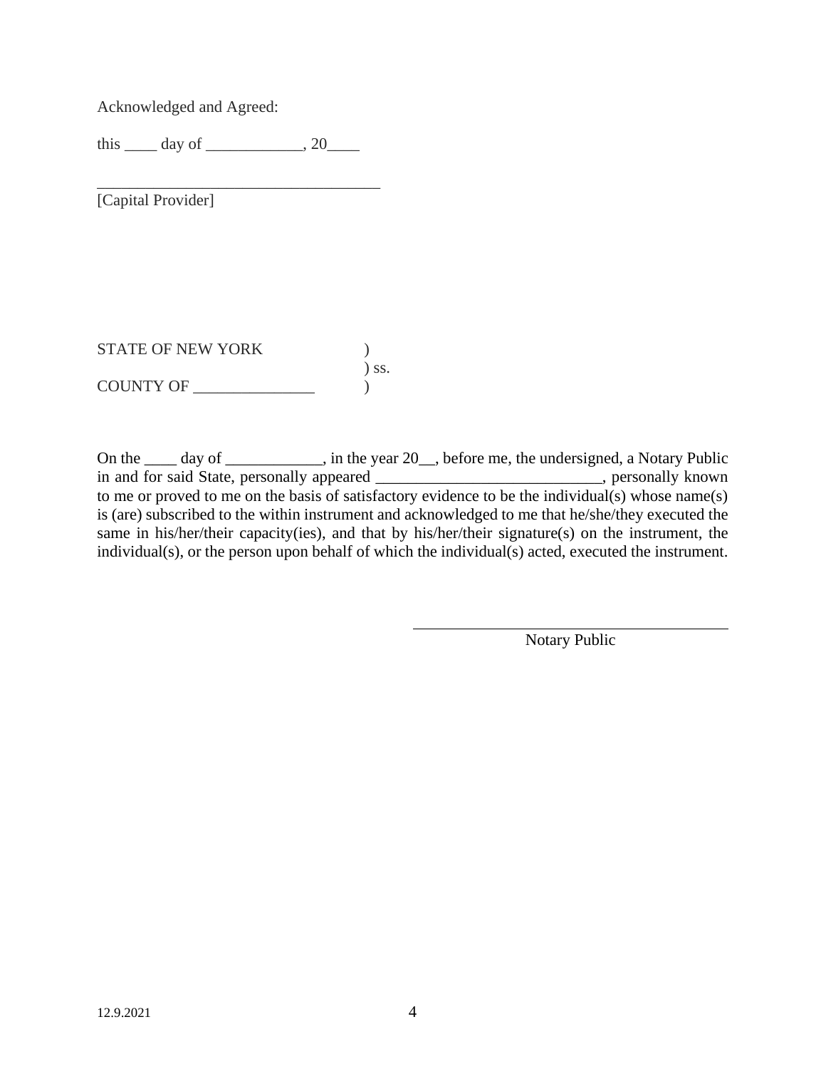Acknowledged and Agreed:

this ____ day of ____________, 20____

___________________________________
[Capital Provider]

STATE OF NEW YORK )
) ss.
COUNTY OF _______________ )

On the ____ day of ____________, in the year 20__, before me, the undersigned, a Notary Public in and for said State, personally appeared ____________________________, personally known to me or proved to me on the basis of satisfactory evidence to be the individual(s) whose name(s) is (are) subscribed to the within instrument and acknowledged to me that he/she/they executed the same in his/her/their capacity(ies), and that by his/her/their signature(s) on the instrument, the individual(s), or the person upon behalf of which the individual(s) acted, executed the instrument.

___________________________________
Notary Public

12.9.2021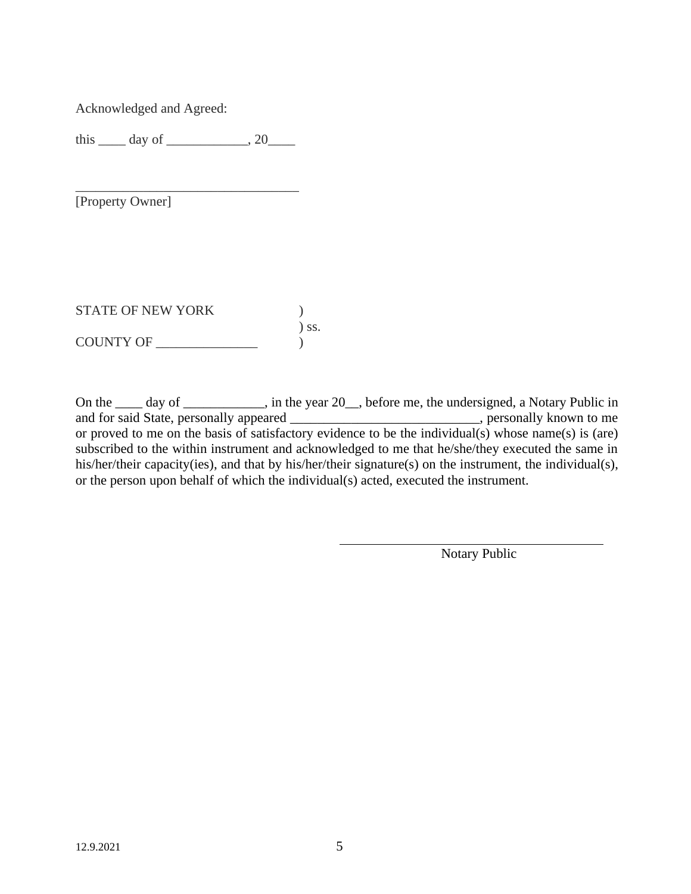Acknowledged and Agreed:

this ____ day of ____________, 20____

_________________________________
[Property Owner]

STATE OF NEW YORK )
) ss.
COUNTY OF _______________ )

On the ____ day of ____________, in the year 20__, before me, the undersigned, a Notary Public in and for said State, personally appeared ____________________________, personally known to me or proved to me on the basis of satisfactory evidence to be the individual(s) whose name(s) is (are) subscribed to the within instrument and acknowledged to me that he/she/they executed the same in his/her/their capacity(ies), and that by his/her/their signature(s) on the instrument, the individual(s), or the person upon behalf of which the individual(s) acted, executed the instrument.

_________________________________
Notary Public

12.9.2021